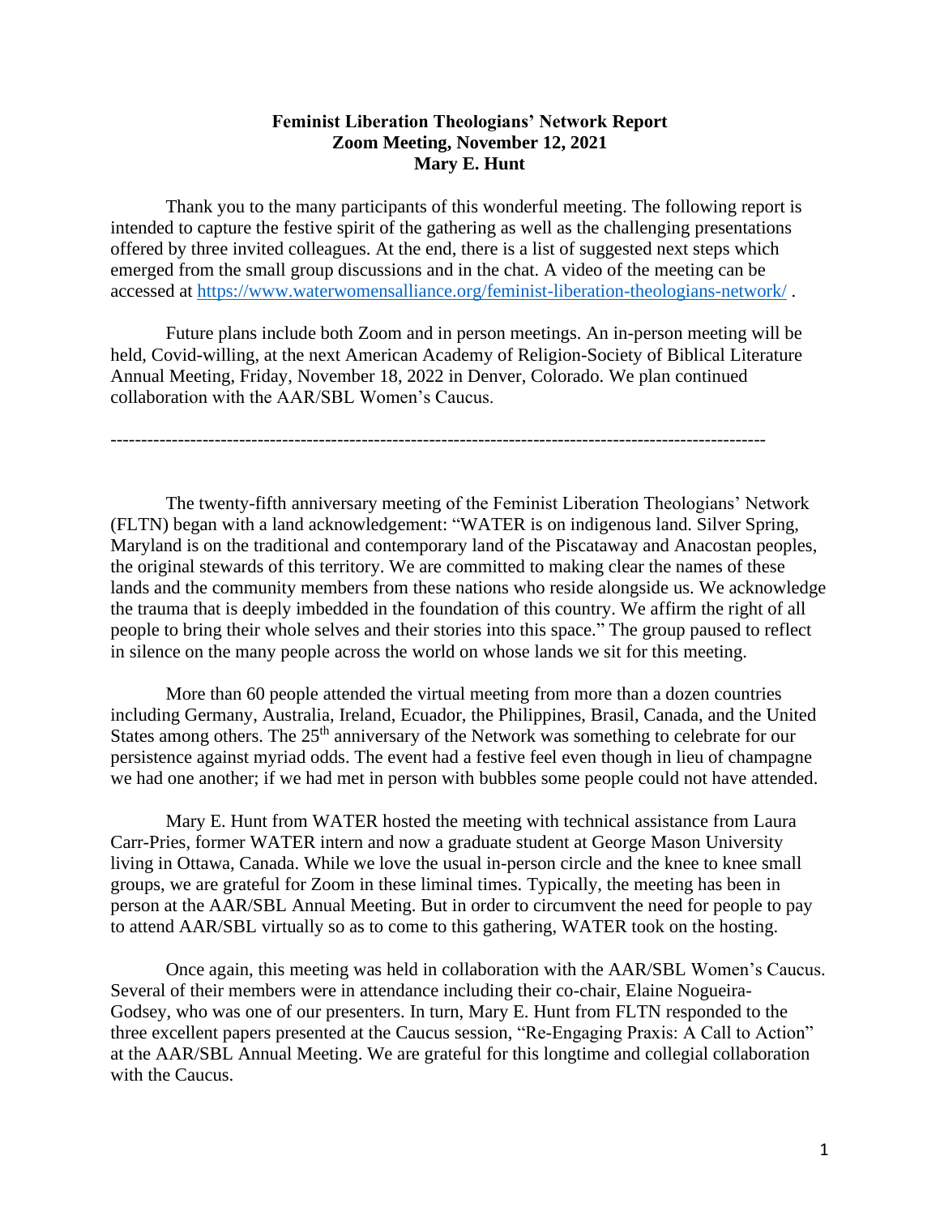**Feminist Liberation Theologians' Network Report**
**Zoom Meeting, November 12, 2021**
**Mary E. Hunt**

Thank you to the many participants of this wonderful meeting. The following report is intended to capture the festive spirit of the gathering as well as the challenging presentations offered by three invited colleagues. At the end, there is a list of suggested next steps which emerged from the small group discussions and in the chat. A video of the meeting can be accessed at https://www.waterwomensalliance.org/feminist-liberation-theologians-network/ .

Future plans include both Zoom and in person meetings. An in-person meeting will be held, Covid-willing, at the next American Academy of Religion-Society of Biblical Literature Annual Meeting, Friday, November 18, 2022 in Denver, Colorado. We plan continued collaboration with the AAR/SBL Women's Caucus.

---

The twenty-fifth anniversary meeting of the Feminist Liberation Theologians' Network (FLTN) began with a land acknowledgement: "WATER is on indigenous land. Silver Spring, Maryland is on the traditional and contemporary land of the Piscataway and Anacostan peoples, the original stewards of this territory. We are committed to making clear the names of these lands and the community members from these nations who reside alongside us. We acknowledge the trauma that is deeply imbedded in the foundation of this country. We affirm the right of all people to bring their whole selves and their stories into this space." The group paused to reflect in silence on the many people across the world on whose lands we sit for this meeting.

More than 60 people attended the virtual meeting from more than a dozen countries including Germany, Australia, Ireland, Ecuador, the Philippines, Brasil, Canada, and the United States among others. The 25th anniversary of the Network was something to celebrate for our persistence against myriad odds. The event had a festive feel even though in lieu of champagne we had one another; if we had met in person with bubbles some people could not have attended.

Mary E. Hunt from WATER hosted the meeting with technical assistance from Laura Carr-Pries, former WATER intern and now a graduate student at George Mason University living in Ottawa, Canada. While we love the usual in-person circle and the knee to knee small groups, we are grateful for Zoom in these liminal times. Typically, the meeting has been in person at the AAR/SBL Annual Meeting. But in order to circumvent the need for people to pay to attend AAR/SBL virtually so as to come to this gathering, WATER took on the hosting.

Once again, this meeting was held in collaboration with the AAR/SBL Women's Caucus. Several of their members were in attendance including their co-chair, Elaine Nogueira-Godsey, who was one of our presenters. In turn, Mary E. Hunt from FLTN responded to the three excellent papers presented at the Caucus session, "Re-Engaging Praxis: A Call to Action" at the AAR/SBL Annual Meeting. We are grateful for this longtime and collegial collaboration with the Caucus.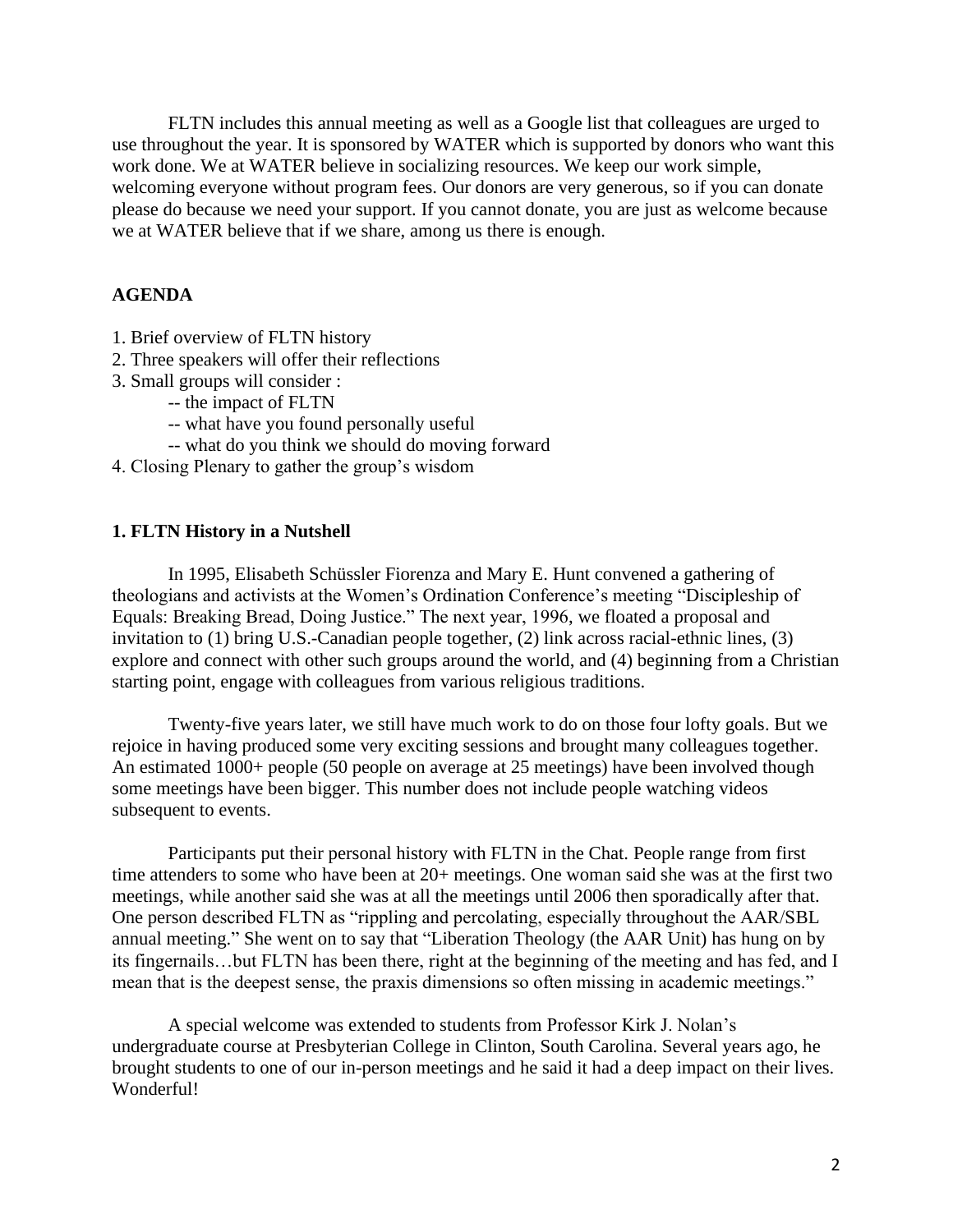FLTN includes this annual meeting as well as a Google list that colleagues are urged to use throughout the year. It is sponsored by WATER which is supported by donors who want this work done. We at WATER believe in socializing resources. We keep our work simple, welcoming everyone without program fees. Our donors are very generous, so if you can donate please do because we need your support. If you cannot donate, you are just as welcome because we at WATER believe that if we share, among us there is enough.

## AGENDA

1. Brief overview of FLTN history
2. Three speakers will offer their reflections
3. Small groups will consider :
   - -- the impact of FLTN
   - -- what have you found personally useful
   - -- what do you think we should do moving forward
4. Closing Plenary to gather the group's wisdom

## 1. FLTN History in a Nutshell

In 1995, Elisabeth Schüssler Fiorenza and Mary E. Hunt convened a gathering of theologians and activists at the Women's Ordination Conference's meeting "Discipleship of Equals: Breaking Bread, Doing Justice." The next year, 1996, we floated a proposal and invitation to (1) bring U.S.-Canadian people together, (2) link across racial-ethnic lines, (3) explore and connect with other such groups around the world, and (4) beginning from a Christian starting point, engage with colleagues from various religious traditions.

Twenty-five years later, we still have much work to do on those four lofty goals. But we rejoice in having produced some very exciting sessions and brought many colleagues together. An estimated 1000+ people (50 people on average at 25 meetings) have been involved though some meetings have been bigger. This number does not include people watching videos subsequent to events.

Participants put their personal history with FLTN in the Chat. People range from first time attenders to some who have been at 20+ meetings. One woman said she was at the first two meetings, while another said she was at all the meetings until 2006 then sporadically after that. One person described FLTN as "rippling and percolating, especially throughout the AAR/SBL annual meeting." She went on to say that "Liberation Theology (the AAR Unit) has hung on by its fingernails…but FLTN has been there, right at the beginning of the meeting and has fed, and I mean that is the deepest sense, the praxis dimensions so often missing in academic meetings."

A special welcome was extended to students from Professor Kirk J. Nolan's undergraduate course at Presbyterian College in Clinton, South Carolina. Several years ago, he brought students to one of our in-person meetings and he said it had a deep impact on their lives. Wonderful!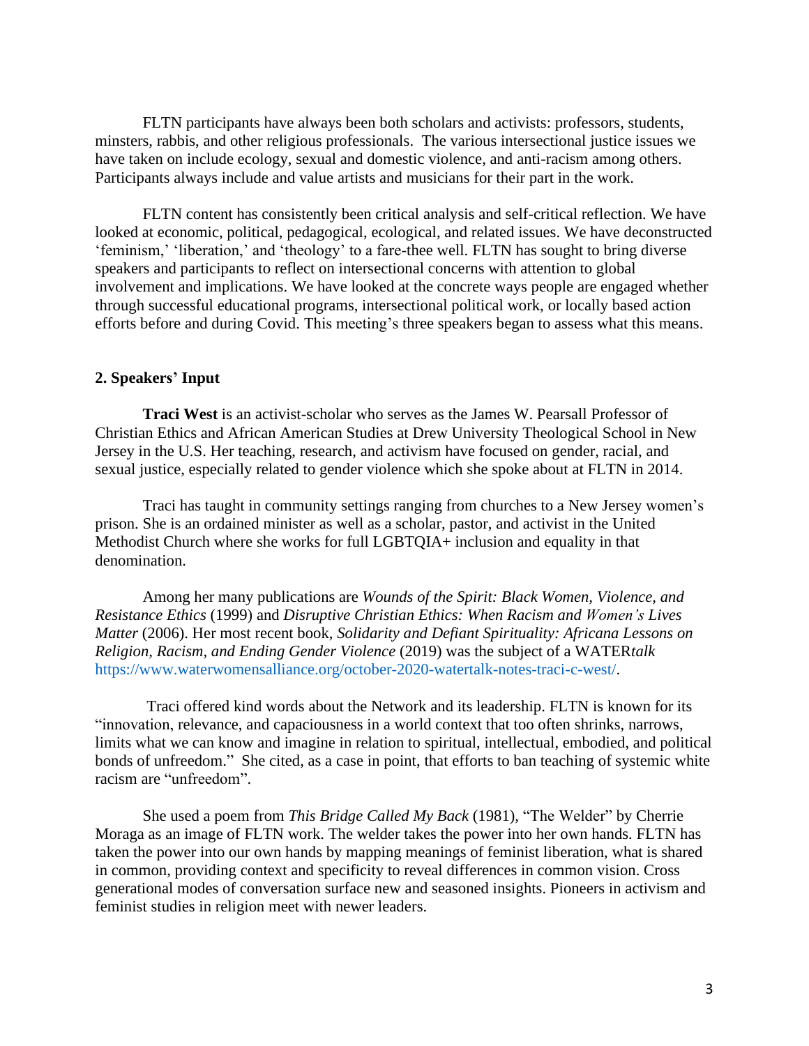FLTN participants have always been both scholars and activists: professors, students, minsters, rabbis, and other religious professionals. The various intersectional justice issues we have taken on include ecology, sexual and domestic violence, and anti-racism among others. Participants always include and value artists and musicians for their part in the work.

FLTN content has consistently been critical analysis and self-critical reflection. We have looked at economic, political, pedagogical, ecological, and related issues. We have deconstructed 'feminism,' 'liberation,' and 'theology' to a fare-thee well. FLTN has sought to bring diverse speakers and participants to reflect on intersectional concerns with attention to global involvement and implications. We have looked at the concrete ways people are engaged whether through successful educational programs, intersectional political work, or locally based action efforts before and during Covid. This meeting's three speakers began to assess what this means.

## 2. Speakers' Input

**Traci West** is an activist-scholar who serves as the James W. Pearsall Professor of Christian Ethics and African American Studies at Drew University Theological School in New Jersey in the U.S. Her teaching, research, and activism have focused on gender, racial, and sexual justice, especially related to gender violence which she spoke about at FLTN in 2014.

Traci has taught in community settings ranging from churches to a New Jersey women's prison. She is an ordained minister as well as a scholar, pastor, and activist in the United Methodist Church where she works for full LGBTQIA+ inclusion and equality in that denomination.

Among her many publications are *Wounds of the Spirit: Black Women, Violence, and Resistance Ethics* (1999) and *Disruptive Christian Ethics: When Racism and Women's Lives Matter* (2006). Her most recent book, *Solidarity and Defiant Spirituality: Africana Lessons on Religion, Racism, and Ending Gender Violence* (2019) was the subject of a WATER*talk* https://www.waterwomensalliance.org/october-2020-watertalk-notes-traci-c-west/.

Traci offered kind words about the Network and its leadership. FLTN is known for its "innovation, relevance, and capaciousness in a world context that too often shrinks, narrows, limits what we can know and imagine in relation to spiritual, intellectual, embodied, and political bonds of unfreedom." She cited, as a case in point, that efforts to ban teaching of systemic white racism are "unfreedom".

She used a poem from *This Bridge Called My Back* (1981), "The Welder" by Cherrie Moraga as an image of FLTN work. The welder takes the power into her own hands. FLTN has taken the power into our own hands by mapping meanings of feminist liberation, what is shared in common, providing context and specificity to reveal differences in common vision. Cross generational modes of conversation surface new and seasoned insights. Pioneers in activism and feminist studies in religion meet with newer leaders.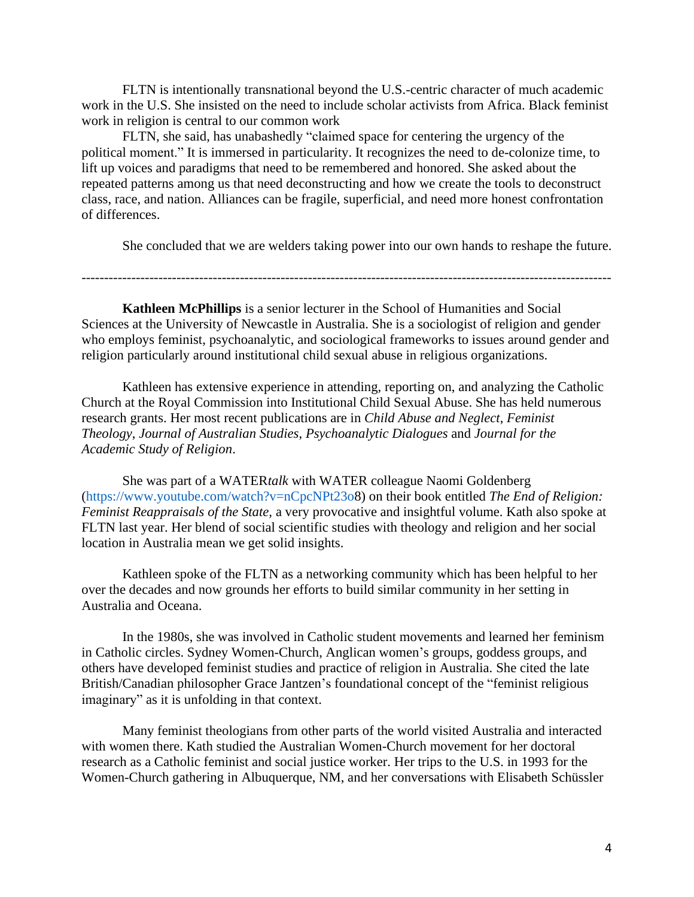FLTN is intentionally transnational beyond the U.S.-centric character of much academic work in the U.S. She insisted on the need to include scholar activists from Africa. Black feminist work in religion is central to our common work

FLTN, she said, has unabashedly "claimed space for centering the urgency of the political moment." It is immersed in particularity. It recognizes the need to de-colonize time, to lift up voices and paradigms that need to be remembered and honored. She asked about the repeated patterns among us that need deconstructing and how we create the tools to deconstruct class, race, and nation. Alliances can be fragile, superficial, and need more honest confrontation of differences.

She concluded that we are welders taking power into our own hands to reshape the future.

---

**Kathleen McPhillips** is a senior lecturer in the School of Humanities and Social Sciences at the University of Newcastle in Australia. She is a sociologist of religion and gender who employs feminist, psychoanalytic, and sociological frameworks to issues around gender and religion particularly around institutional child sexual abuse in religious organizations.

Kathleen has extensive experience in attending, reporting on, and analyzing the Catholic Church at the Royal Commission into Institutional Child Sexual Abuse. She has held numerous research grants. Her most recent publications are in *Child Abuse and Neglect*, *Feminist Theology*, *Journal of Australian Studies*, *Psychoanalytic Dialogues* and *Journal for the Academic Study of Religion*.

She was part of a WATER*talk* with WATER colleague Naomi Goldenberg (https://www.youtube.com/watch?v=nCpcNPt23o8) on their book entitled *The End of Religion: Feminist Reappraisals of the State,* a very provocative and insightful volume. Kath also spoke at FLTN last year. Her blend of social scientific studies with theology and religion and her social location in Australia mean we get solid insights.

Kathleen spoke of the FLTN as a networking community which has been helpful to her over the decades and now grounds her efforts to build similar community in her setting in Australia and Oceana.

In the 1980s, she was involved in Catholic student movements and learned her feminism in Catholic circles. Sydney Women-Church, Anglican women's groups, goddess groups, and others have developed feminist studies and practice of religion in Australia. She cited the late British/Canadian philosopher Grace Jantzen's foundational concept of the "feminist religious imaginary" as it is unfolding in that context.

Many feminist theologians from other parts of the world visited Australia and interacted with women there. Kath studied the Australian Women-Church movement for her doctoral research as a Catholic feminist and social justice worker. Her trips to the U.S. in 1993 for the Women-Church gathering in Albuquerque, NM, and her conversations with Elisabeth Schüssler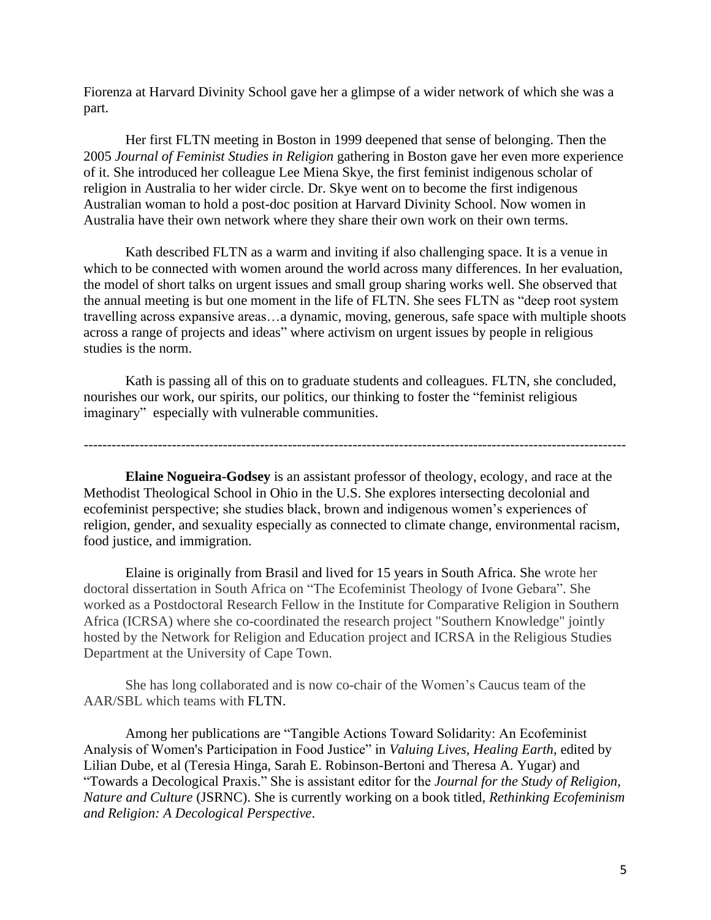Fiorenza at Harvard Divinity School gave her a glimpse of a wider network of which she was a part.

Her first FLTN meeting in Boston in 1999 deepened that sense of belonging. Then the 2005 *Journal of Feminist Studies in Religion* gathering in Boston gave her even more experience of it. She introduced her colleague Lee Miena Skye, the first feminist indigenous scholar of religion in Australia to her wider circle. Dr. Skye went on to become the first indigenous Australian woman to hold a post-doc position at Harvard Divinity School. Now women in Australia have their own network where they share their own work on their own terms.

Kath described FLTN as a warm and inviting if also challenging space. It is a venue in which to be connected with women around the world across many differences. In her evaluation, the model of short talks on urgent issues and small group sharing works well. She observed that the annual meeting is but one moment in the life of FLTN. She sees FLTN as "deep root system travelling across expansive areas…a dynamic, moving, generous, safe space with multiple shoots across a range of projects and ideas" where activism on urgent issues by people in religious studies is the norm.

Kath is passing all of this on to graduate students and colleagues. FLTN, she concluded, nourishes our work, our spirits, our politics, our thinking to foster the "feminist religious imaginary" especially with vulnerable communities.

---

**Elaine Nogueira-Godsey** is an assistant professor of theology, ecology, and race at the Methodist Theological School in Ohio in the U.S. She explores intersecting decolonial and ecofeminist perspective; she studies black, brown and indigenous women's experiences of religion, gender, and sexuality especially as connected to climate change, environmental racism, food justice, and immigration.

Elaine is originally from Brasil and lived for 15 years in South Africa. She wrote her doctoral dissertation in South Africa on "The Ecofeminist Theology of Ivone Gebara". She worked as a Postdoctoral Research Fellow in the Institute for Comparative Religion in Southern Africa (ICRSA) where she co-coordinated the research project "Southern Knowledge" jointly hosted by the Network for Religion and Education project and ICRSA in the Religious Studies Department at the University of Cape Town.

She has long collaborated and is now co-chair of the Women's Caucus team of the AAR/SBL which teams with FLTN.

Among her publications are "Tangible Actions Toward Solidarity: An Ecofeminist Analysis of Women's Participation in Food Justice" in *Valuing Lives, Healing Earth*, edited by Lilian Dube, et al (Teresia Hinga, Sarah E. Robinson-Bertoni and Theresa A. Yugar) and "Towards a Decological Praxis." She is assistant editor for the *Journal for the Study of Religion, Nature and Culture* (JSRNC). She is currently working on a book titled, *Rethinking Ecofeminism and Religion: A Decological Perspective*.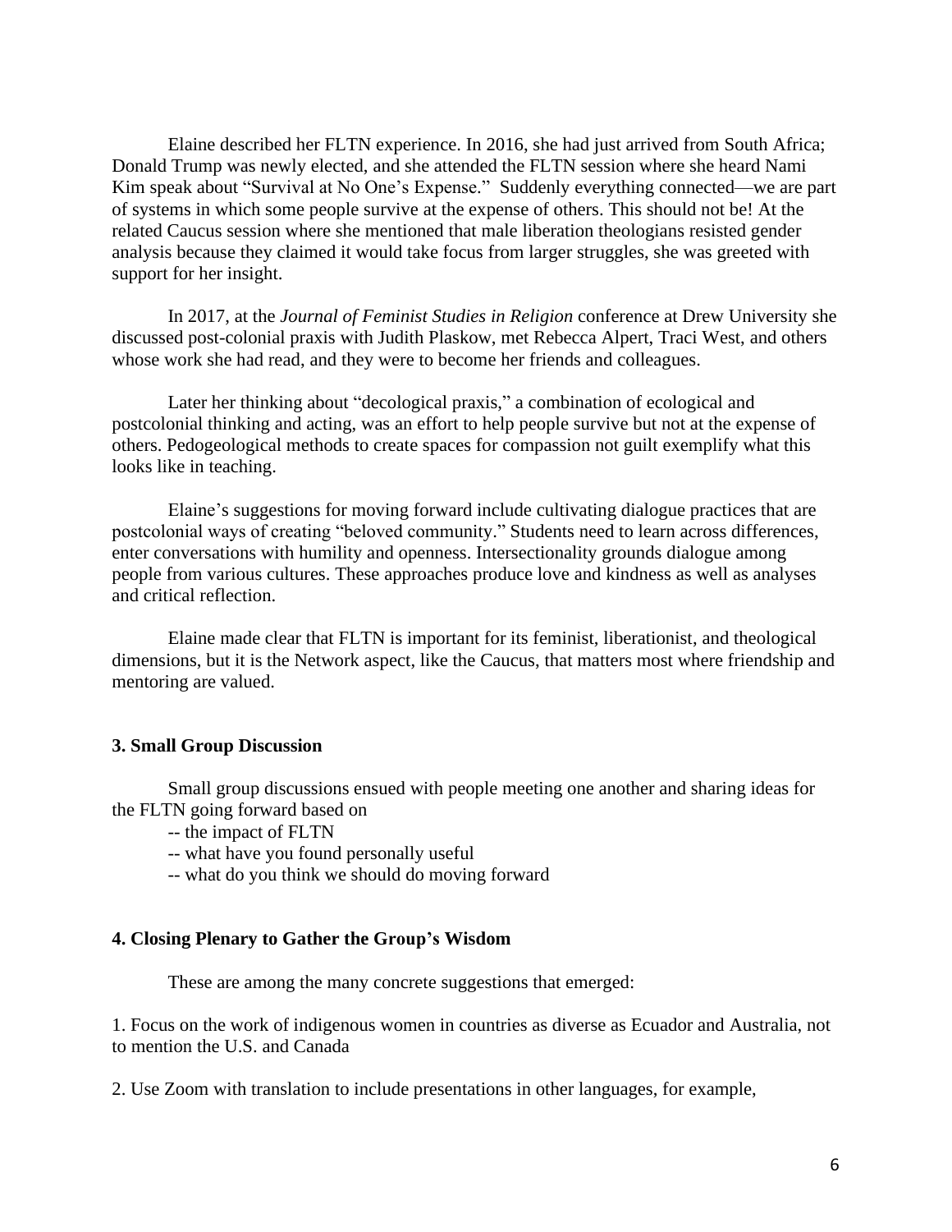Elaine described her FLTN experience. In 2016, she had just arrived from South Africa; Donald Trump was newly elected, and she attended the FLTN session where she heard Nami Kim speak about "Survival at No One's Expense." Suddenly everything connected—we are part of systems in which some people survive at the expense of others. This should not be! At the related Caucus session where she mentioned that male liberation theologians resisted gender analysis because they claimed it would take focus from larger struggles, she was greeted with support for her insight.

In 2017, at the *Journal of Feminist Studies in Religion* conference at Drew University she discussed post-colonial praxis with Judith Plaskow, met Rebecca Alpert, Traci West, and others whose work she had read, and they were to become her friends and colleagues.

Later her thinking about "decological praxis," a combination of ecological and postcolonial thinking and acting, was an effort to help people survive but not at the expense of others. Pedogeological methods to create spaces for compassion not guilt exemplify what this looks like in teaching.

Elaine's suggestions for moving forward include cultivating dialogue practices that are postcolonial ways of creating "beloved community." Students need to learn across differences, enter conversations with humility and openness. Intersectionality grounds dialogue among people from various cultures. These approaches produce love and kindness as well as analyses and critical reflection.

Elaine made clear that FLTN is important for its feminist, liberationist, and theological dimensions, but it is the Network aspect, like the Caucus, that matters most where friendship and mentoring are valued.

### 3. Small Group Discussion

Small group discussions ensued with people meeting one another and sharing ideas for the FLTN going forward based on

-- the impact of FLTN
-- what have you found personally useful
-- what do you think we should do moving forward

### 4. Closing Plenary to Gather the Group's Wisdom

These are among the many concrete suggestions that emerged:

1. Focus on the work of indigenous women in countries as diverse as Ecuador and Australia, not to mention the U.S. and Canada

2. Use Zoom with translation to include presentations in other languages, for example,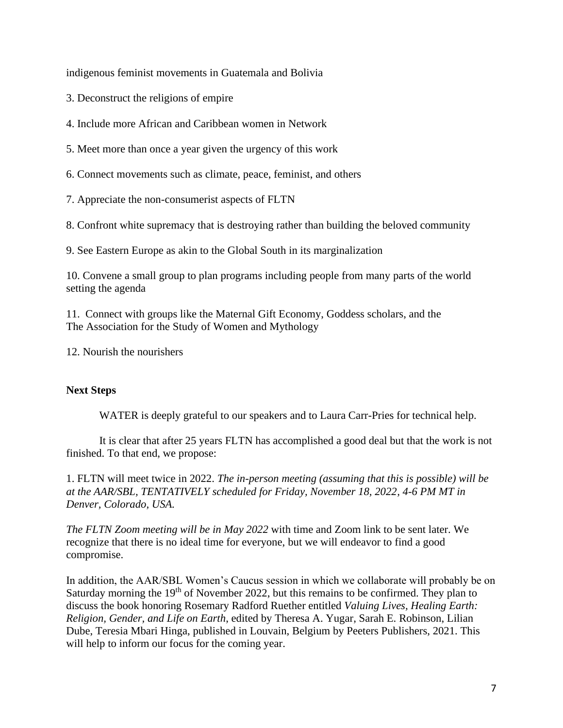indigenous feminist movements in Guatemala and Bolivia

3. Deconstruct the religions of empire

4. Include more African and Caribbean women in Network

5. Meet more than once a year given the urgency of this work

6. Connect movements such as climate, peace, feminist, and others

7. Appreciate the non-consumerist aspects of FLTN

8. Confront white supremacy that is destroying rather than building the beloved community

9. See Eastern Europe as akin to the Global South in its marginalization

10. Convene a small group to plan programs including people from many parts of the world setting the agenda

11. Connect with groups like the Maternal Gift Economy, Goddess scholars, and the The Association for the Study of Women and Mythology

12. Nourish the nourishers

**Next Steps**

WATER is deeply grateful to our speakers and to Laura Carr-Pries for technical help.

It is clear that after 25 years FLTN has accomplished a good deal but that the work is not finished. To that end, we propose:

1. FLTN will meet twice in 2022. *The in-person meeting (assuming that this is possible) will be at the AAR/SBL, TENTATIVELY scheduled for Friday, November 18, 2022, 4-6 PM MT in Denver, Colorado, USA.*

*The FLTN Zoom meeting will be in May 2022* with time and Zoom link to be sent later. We recognize that there is no ideal time for everyone, but we will endeavor to find a good compromise.

In addition, the AAR/SBL Women's Caucus session in which we collaborate will probably be on Saturday morning the 19th of November 2022, but this remains to be confirmed. They plan to discuss the book honoring Rosemary Radford Ruether entitled *Valuing Lives, Healing Earth: Religion, Gender, and Life on Earth*, edited by Theresa A. Yugar, Sarah E. Robinson, Lilian Dube, Teresia Mbari Hinga, published in Louvain, Belgium by Peeters Publishers, 2021. This will help to inform our focus for the coming year.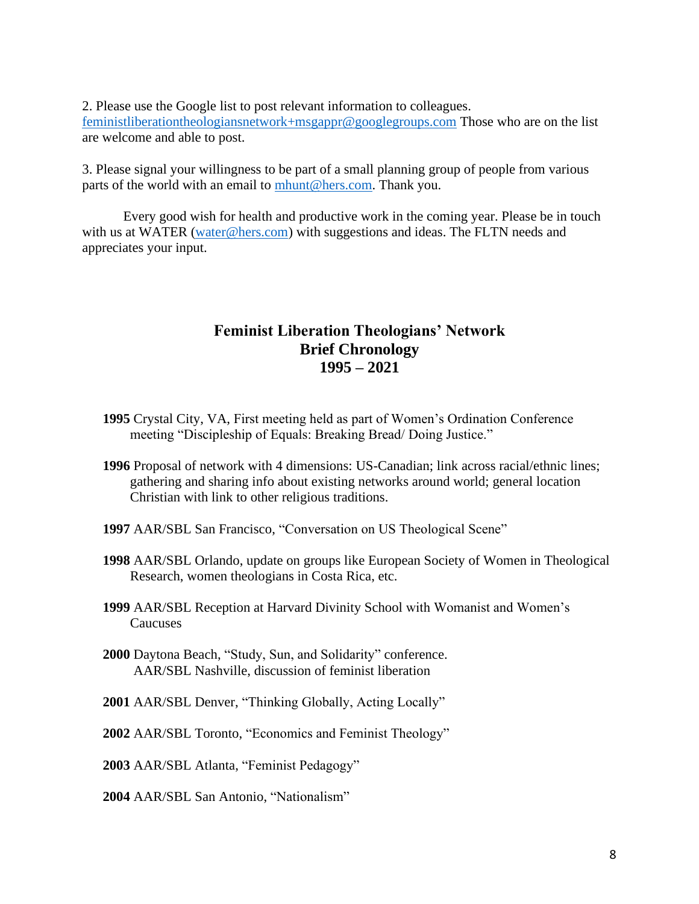2. Please use the Google list to post relevant information to colleagues. feministliberationtheologiansnetwork+msgappr@googlegroups.com Those who are on the list are welcome and able to post.

3. Please signal your willingness to be part of a small planning group of people from various parts of the world with an email to mhunt@hers.com. Thank you.

Every good wish for health and productive work in the coming year. Please be in touch with us at WATER (water@hers.com) with suggestions and ideas. The FLTN needs and appreciates your input.

## Feminist Liberation Theologians' Network
## Brief Chronology
## 1995 – 2021

**1995** Crystal City, VA, First meeting held as part of Women's Ordination Conference meeting "Discipleship of Equals: Breaking Bread/ Doing Justice."

**1996** Proposal of network with 4 dimensions: US-Canadian; link across racial/ethnic lines; gathering and sharing info about existing networks around world; general location Christian with link to other religious traditions.

**1997** AAR/SBL San Francisco, "Conversation on US Theological Scene"

**1998** AAR/SBL Orlando, update on groups like European Society of Women in Theological Research, women theologians in Costa Rica, etc.

**1999** AAR/SBL Reception at Harvard Divinity School with Womanist and Women's Caucuses

**2000** Daytona Beach, "Study, Sun, and Solidarity" conference.
AAR/SBL Nashville, discussion of feminist liberation

**2001** AAR/SBL Denver, "Thinking Globally, Acting Locally"

**2002** AAR/SBL Toronto, "Economics and Feminist Theology"

**2003** AAR/SBL Atlanta, "Feminist Pedagogy"

**2004** AAR/SBL San Antonio, "Nationalism"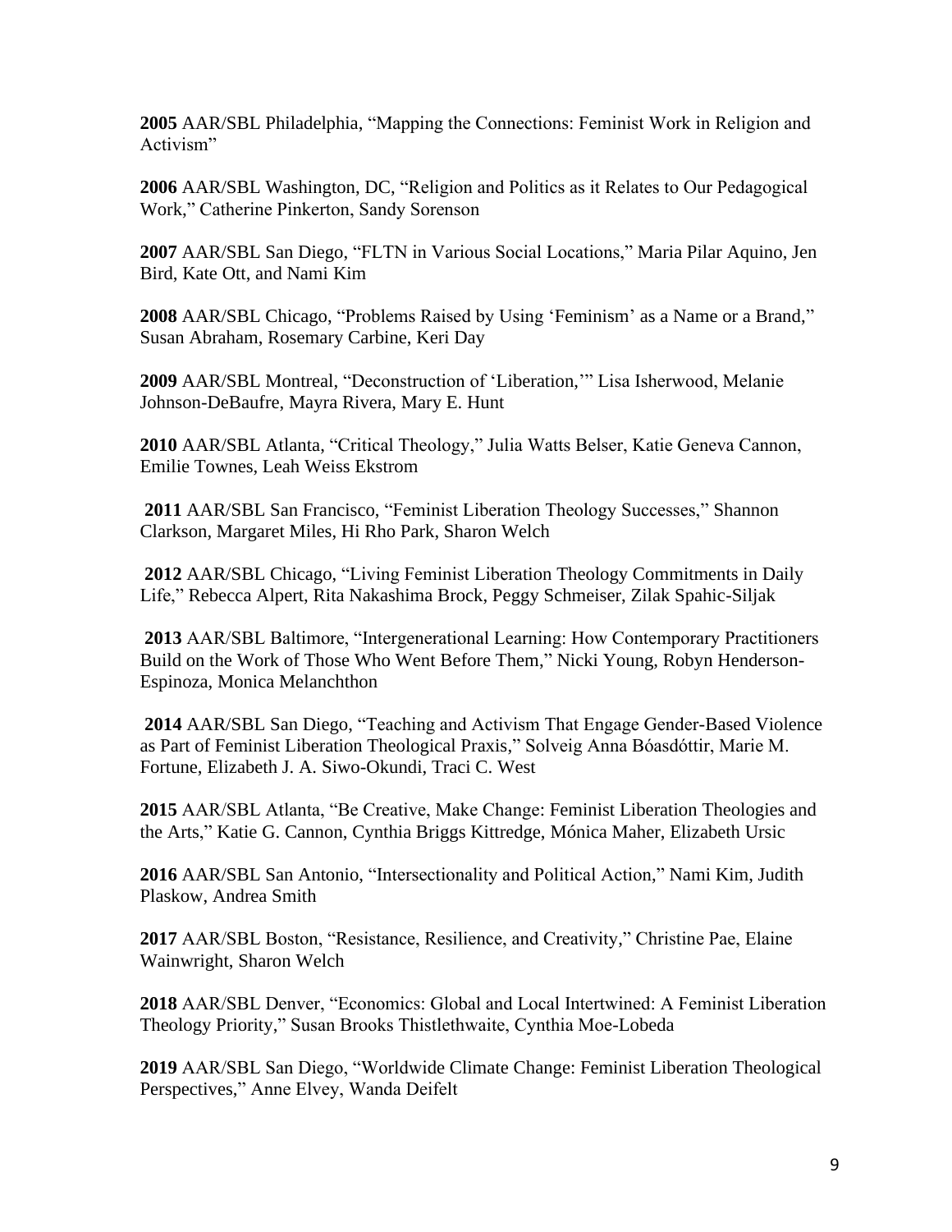**2005** AAR/SBL Philadelphia, "Mapping the Connections: Feminist Work in Religion and Activism"

**2006** AAR/SBL Washington, DC, "Religion and Politics as it Relates to Our Pedagogical Work," Catherine Pinkerton, Sandy Sorenson

**2007** AAR/SBL San Diego, "FLTN in Various Social Locations," Maria Pilar Aquino, Jen Bird, Kate Ott, and Nami Kim

**2008** AAR/SBL Chicago, "Problems Raised by Using 'Feminism' as a Name or a Brand," Susan Abraham, Rosemary Carbine, Keri Day

**2009** AAR/SBL Montreal, "Deconstruction of 'Liberation,'" Lisa Isherwood, Melanie Johnson-DeBaufre, Mayra Rivera, Mary E. Hunt

**2010** AAR/SBL Atlanta, "Critical Theology," Julia Watts Belser, Katie Geneva Cannon, Emilie Townes, Leah Weiss Ekstrom

**2011** AAR/SBL San Francisco, "Feminist Liberation Theology Successes," Shannon Clarkson, Margaret Miles, Hi Rho Park, Sharon Welch

**2012** AAR/SBL Chicago, "Living Feminist Liberation Theology Commitments in Daily Life," Rebecca Alpert, Rita Nakashima Brock, Peggy Schmeiser, Zilak Spahic-Siljak

**2013** AAR/SBL Baltimore, "Intergenerational Learning: How Contemporary Practitioners Build on the Work of Those Who Went Before Them," Nicki Young, Robyn Henderson-Espinoza, Monica Melanchthon

**2014** AAR/SBL San Diego, "Teaching and Activism That Engage Gender-Based Violence as Part of Feminist Liberation Theological Praxis," Solveig Anna Bóasdóttir, Marie M. Fortune, Elizabeth J. A. Siwo-Okundi, Traci C. West

**2015** AAR/SBL Atlanta, "Be Creative, Make Change: Feminist Liberation Theologies and the Arts," Katie G. Cannon, Cynthia Briggs Kittredge, Mónica Maher, Elizabeth Ursic

**2016** AAR/SBL San Antonio, "Intersectionality and Political Action," Nami Kim, Judith Plaskow, Andrea Smith

**2017** AAR/SBL Boston, "Resistance, Resilience, and Creativity," Christine Pae, Elaine Wainwright, Sharon Welch

**2018** AAR/SBL Denver, "Economics: Global and Local Intertwined: A Feminist Liberation Theology Priority," Susan Brooks Thistlethwaite, Cynthia Moe-Lobeda

**2019** AAR/SBL San Diego, "Worldwide Climate Change: Feminist Liberation Theological Perspectives," Anne Elvey, Wanda Deifelt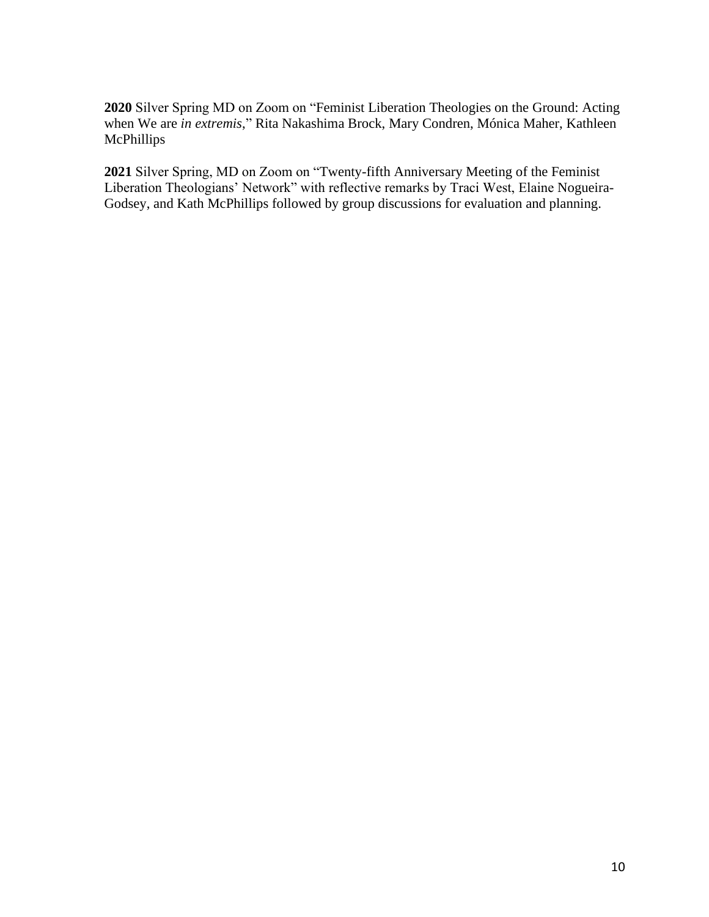**2020** Silver Spring MD on Zoom on "Feminist Liberation Theologies on the Ground: Acting when We are *in extremis*," Rita Nakashima Brock, Mary Condren, Mónica Maher, Kathleen McPhillips

**2021** Silver Spring, MD on Zoom on "Twenty-fifth Anniversary Meeting of the Feminist Liberation Theologians' Network" with reflective remarks by Traci West, Elaine Nogueira-Godsey, and Kath McPhillips followed by group discussions for evaluation and planning.